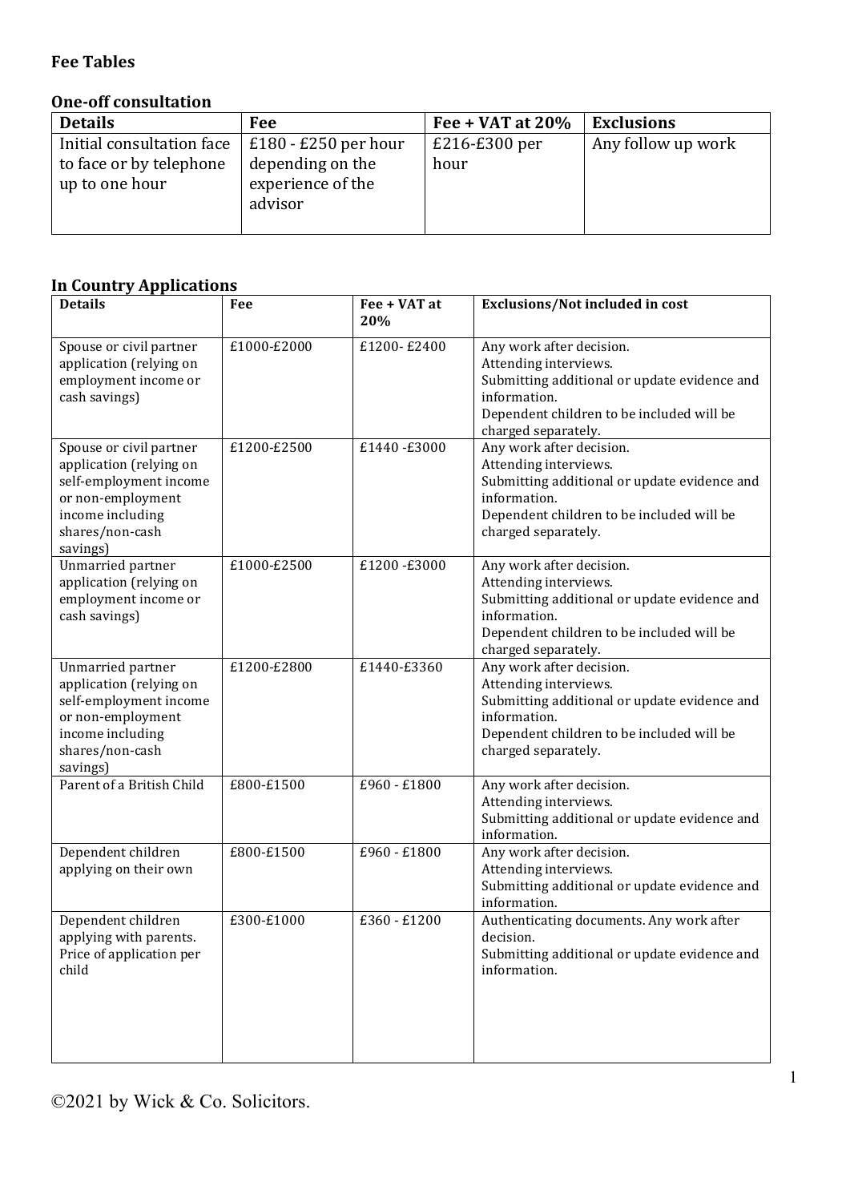## Fee Tables

### One-off consultation

| Details | Fee | Fee + VAT at 20% | Exclusions |
|---|---|---|---|
| Initial consultation face to face or by telephone up to one hour | £180 - £250 per hour depending on the experience of the advisor | £216-£300 per hour | Any follow up work |

### In Country Applications

| Details | Fee | Fee + VAT at 20% | Exclusions/Not included in cost |
|---|---|---|---|
| Spouse or civil partner application (relying on employment income or cash savings) | £1000-£2000 | £1200- £2400 | Any work after decision.<br>Attending interviews.<br>Submitting additional or update evidence and information.<br>Dependent children to be included will be charged separately. |
| Spouse or civil partner application (relying on self-employment income or non-employment income including shares/non-cash savings) | £1200-£2500 | £1440 -£3000 | Any work after decision.<br>Attending interviews.<br>Submitting additional or update evidence and information.<br>Dependent children to be included will be charged separately. |
| Unmarried partner application (relying on employment income or cash savings) | £1000-£2500 | £1200 -£3000 | Any work after decision.<br>Attending interviews.<br>Submitting additional or update evidence and information.<br>Dependent children to be included will be charged separately. |
| Unmarried partner application (relying on self-employment income or non-employment income including shares/non-cash savings) | £1200-£2800 | £1440-£3360 | Any work after decision.<br>Attending interviews.<br>Submitting additional or update evidence and information.<br>Dependent children to be included will be charged separately. |
| Parent of a British Child | £800-£1500 | £960 - £1800 | Any work after decision.<br>Attending interviews.<br>Submitting additional or update evidence and information. |
| Dependent children applying on their own | £800-£1500 | £960 - £1800 | Any work after decision.<br>Attending interviews.<br>Submitting additional or update evidence and information. |
| Dependent children applying with parents. Price of application per child | £300-£1000 | £360 - £1200 | Authenticating documents. Any work after decision.<br>Submitting additional or update evidence and information. |

©2021 by Wick & Co. Solicitors.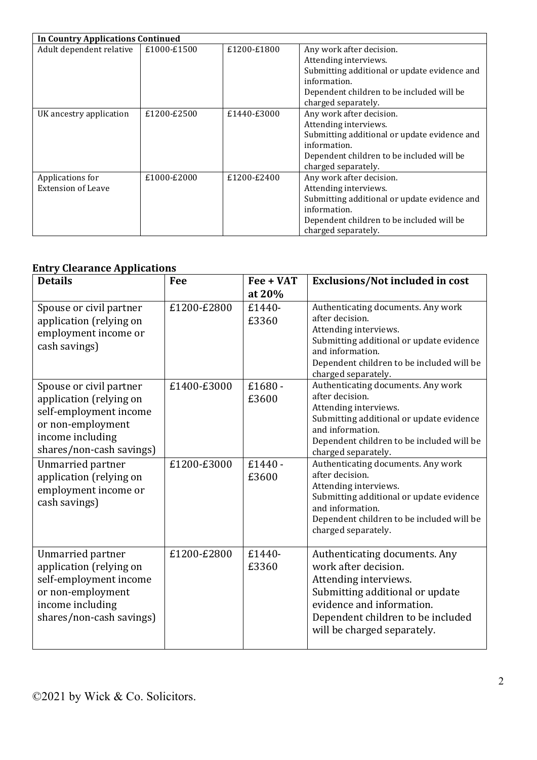| In Country Applications Continued | | | |
|---|---|---|---|
| Adult dependent relative | £1000-£1500 | £1200-£1800 | Any work after decision. Attending interviews. Submitting additional or update evidence and information. Dependent children to be included will be charged separately. |
| UK ancestry application | £1200-£2500 | £1440-£3000 | Any work after decision. Attending interviews. Submitting additional or update evidence and information. Dependent children to be included will be charged separately. |
| Applications for Extension of Leave | £1000-£2000 | £1200-£2400 | Any work after decision. Attending interviews. Submitting additional or update evidence and information. Dependent children to be included will be charged separately. |

## Entry Clearance Applications

| Details | Fee | Fee + VAT at 20% | Exclusions/Not included in cost |
|---|---|---|---|
| Spouse or civil partner application (relying on employment income or cash savings) | £1200-£2800 | £1440-£3360 | Authenticating documents. Any work after decision. Attending interviews. Submitting additional or update evidence and information. Dependent children to be included will be charged separately. |
| Spouse or civil partner application (relying on self-employment income or non-employment income including shares/non-cash savings) | £1400-£3000 | £1680 - £3600 | Authenticating documents. Any work after decision. Attending interviews. Submitting additional or update evidence and information. Dependent children to be included will be charged separately. |
| Unmarried partner application (relying on employment income or cash savings) | £1200-£3000 | £1440 - £3600 | Authenticating documents. Any work after decision. Attending interviews. Submitting additional or update evidence and information. Dependent children to be included will be charged separately. |
| Unmarried partner application (relying on self-employment income or non-employment income including shares/non-cash savings) | £1200-£2800 | £1440-£3360 | Authenticating documents. Any work after decision. Attending interviews. Submitting additional or update evidence and information. Dependent children to be included will be charged separately. |

©2021 by Wick & Co. Solicitors.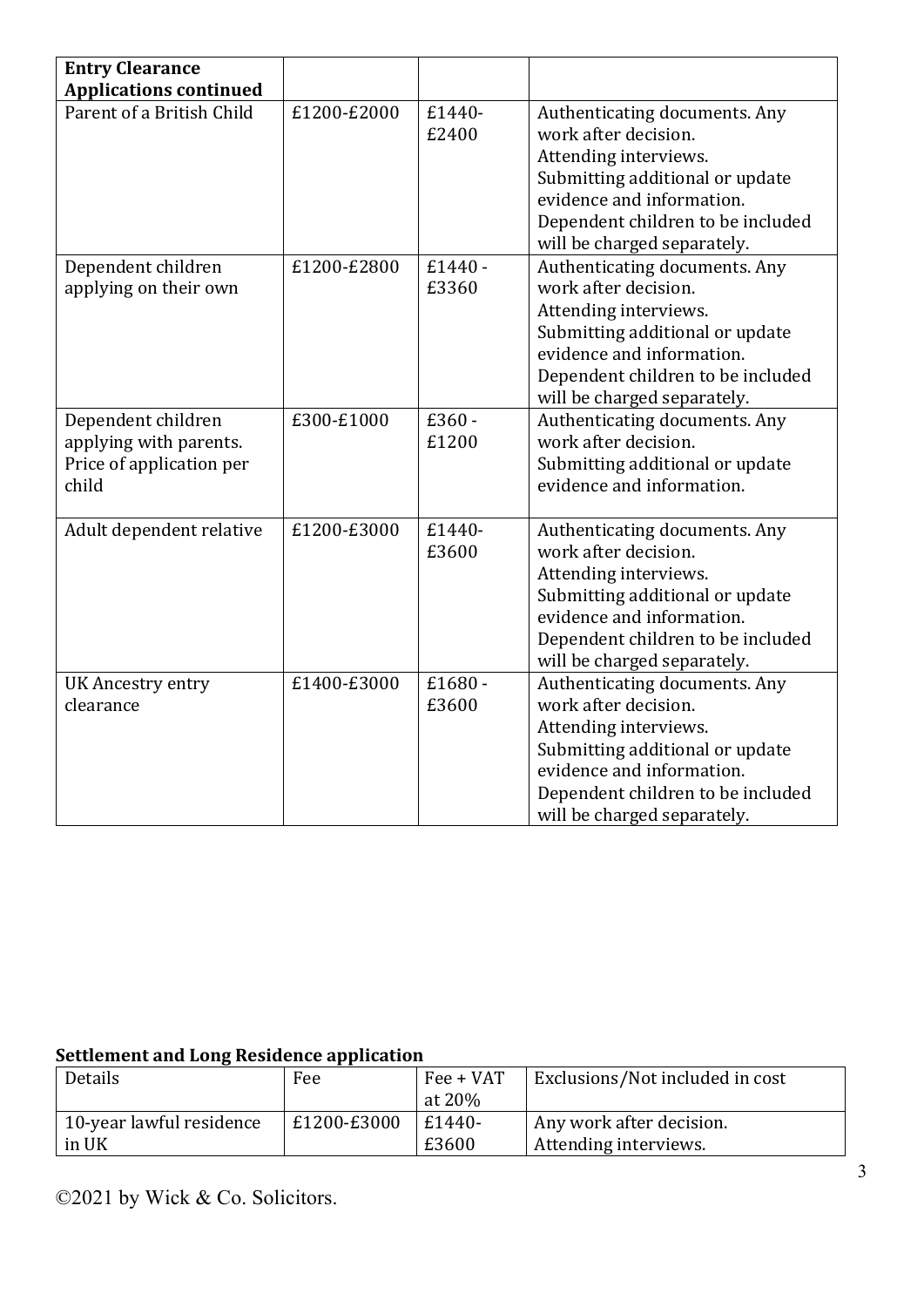| Entry Clearance Applications continued | | | |
|---|---|---|---|
| Parent of a British Child | £1200-£2000 | £1440-£2400 | Authenticating documents. Any work after decision. Attending interviews. Submitting additional or update evidence and information. Dependent children to be included will be charged separately. |
| Dependent children applying on their own | £1200-£2800 | £1440 - £3360 | Authenticating documents. Any work after decision. Attending interviews. Submitting additional or update evidence and information. Dependent children to be included will be charged separately. |
| Dependent children applying with parents. Price of application per child | £300-£1000 | £360 - £1200 | Authenticating documents. Any work after decision. Submitting additional or update evidence and information. |
| Adult dependent relative | £1200-£3000 | £1440-£3600 | Authenticating documents. Any work after decision. Attending interviews. Submitting additional or update evidence and information. Dependent children to be included will be charged separately. |
| UK Ancestry entry clearance | £1400-£3000 | £1680 - £3600 | Authenticating documents. Any work after decision. Attending interviews. Submitting additional or update evidence and information. Dependent children to be included will be charged separately. |

**Settlement and Long Residence application**

| Details | Fee | Fee + VAT at 20% | Exclusions/Not included in cost |
|---|---|---|---|
| 10-year lawful residence in UK | £1200-£3000 | £1440-£3600 | Any work after decision. Attending interviews. |

©2021 by Wick & Co. Solicitors.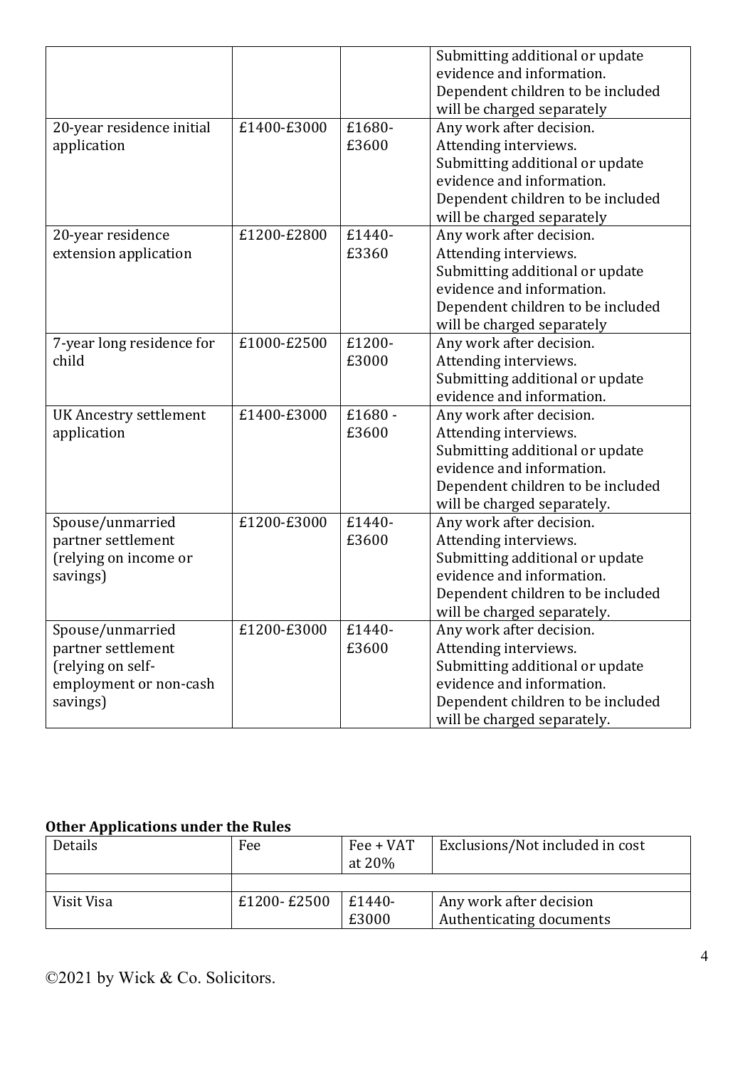| | | | Submitting additional or update evidence and information. Dependent children to be included will be charged separately |
|---|---|---|---|
| 20-year residence initial application | £1400-£3000 | £1680-£3600 | Any work after decision. Attending interviews. Submitting additional or update evidence and information. Dependent children to be included will be charged separately |
| 20-year residence extension application | £1200-£2800 | £1440-£3360 | Any work after decision. Attending interviews. Submitting additional or update evidence and information. Dependent children to be included will be charged separately |
| 7-year long residence for child | £1000-£2500 | £1200-£3000 | Any work after decision. Attending interviews. Submitting additional or update evidence and information. |
| UK Ancestry settlement application | £1400-£3000 | £1680 - £3600 | Any work after decision. Attending interviews. Submitting additional or update evidence and information. Dependent children to be included will be charged separately. |
| Spouse/unmarried partner settlement (relying on income or savings) | £1200-£3000 | £1440-£3600 | Any work after decision. Attending interviews. Submitting additional or update evidence and information. Dependent children to be included will be charged separately. |
| Spouse/unmarried partner settlement (relying on self-employment or non-cash savings) | £1200-£3000 | £1440-£3600 | Any work after decision. Attending interviews. Submitting additional or update evidence and information. Dependent children to be included will be charged separately. |

**Other Applications under the Rules**

| Details | Fee | Fee + VAT at 20% | Exclusions/Not included in cost |
|---|---|---|---|
| | | | |
| Visit Visa | £1200- £2500 | £1440-£3000 | Any work after decision Authenticating documents |

©2021 by Wick & Co. Solicitors.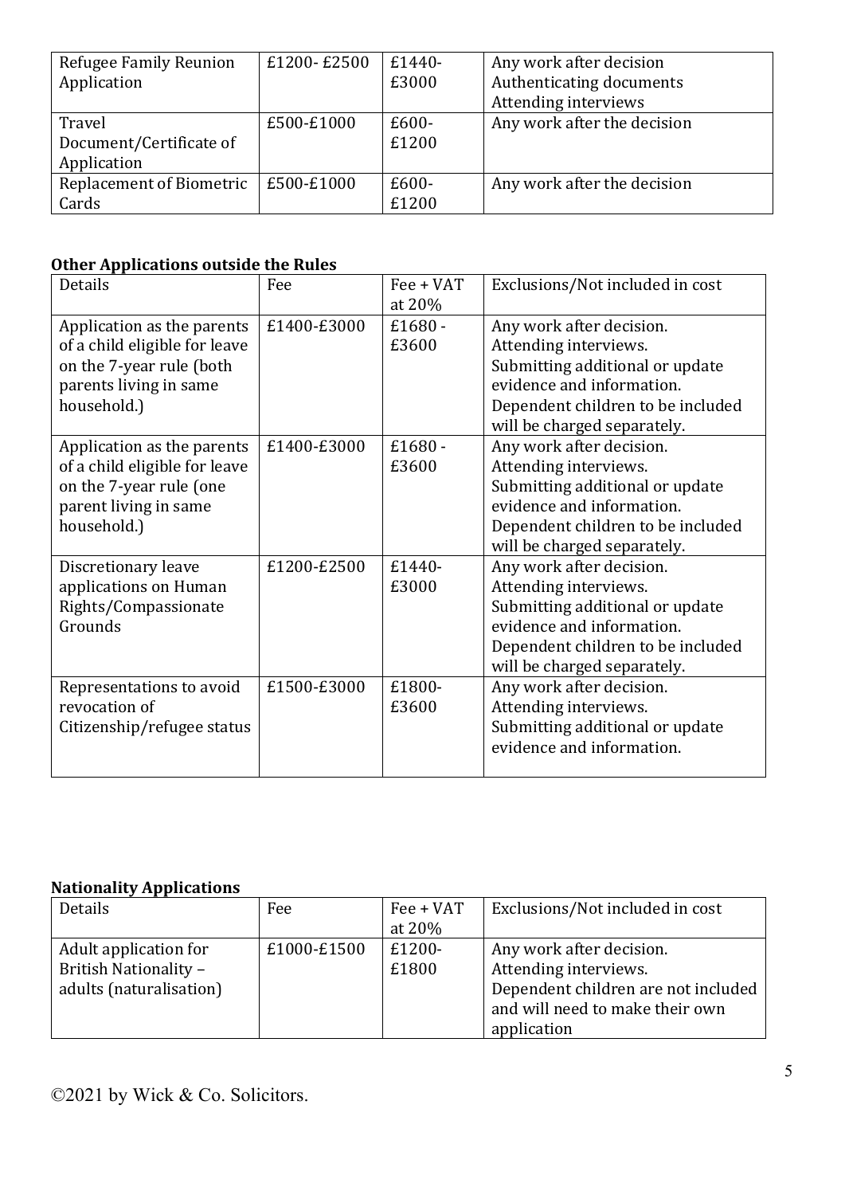| Refugee Family Reunion Application | £1200- £2500 | £1440-£3000 | Any work after decision<br>Authenticating documents<br>Attending interviews |
|---|---|---|---|
| Travel Document/Certificate of Application | £500-£1000 | £600-£1200 | Any work after the decision |
| Replacement of Biometric Cards | £500-£1000 | £600-£1200 | Any work after the decision |

**Other Applications outside the Rules**

| Details | Fee | Fee + VAT at 20% | Exclusions/Not included in cost |
|---|---|---|---|
| Application as the parents of a child eligible for leave on the 7-year rule (both parents living in same household.) | £1400-£3000 | £1680 - £3600 | Any work after decision.<br>Attending interviews.<br>Submitting additional or update evidence and information.<br>Dependent children to be included will be charged separately. |
| Application as the parents of a child eligible for leave on the 7-year rule (one parent living in same household.) | £1400-£3000 | £1680 - £3600 | Any work after decision.<br>Attending interviews.<br>Submitting additional or update evidence and information.<br>Dependent children to be included will be charged separately. |
| Discretionary leave applications on Human Rights/Compassionate Grounds | £1200-£2500 | £1440-£3000 | Any work after decision.<br>Attending interviews.<br>Submitting additional or update evidence and information.<br>Dependent children to be included will be charged separately. |
| Representations to avoid revocation of Citizenship/refugee status | £1500-£3000 | £1800-£3600 | Any work after decision.<br>Attending interviews.<br>Submitting additional or update evidence and information. |

**Nationality Applications**

| Details | Fee | Fee + VAT at 20% | Exclusions/Not included in cost |
|---|---|---|---|
| Adult application for British Nationality – adults (naturalisation) | £1000-£1500 | £1200-£1800 | Any work after decision.<br>Attending interviews.<br>Dependent children are not included and will need to make their own application |

©2021 by Wick & Co. Solicitors.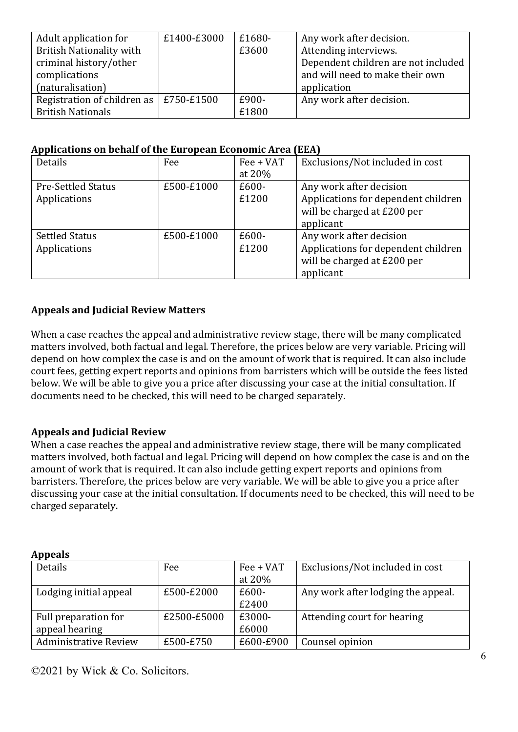| Adult application for British Nationality with criminal history/other complications (naturalisation) | £1400-£3000 | £1680-£3600 | Any work after decision. Attending interviews. Dependent children are not included and will need to make their own application |
| --- | --- | --- | --- |
| Registration of children as British Nationals | £750-£1500 | £900-£1800 | Any work after decision. |

**Applications on behalf of the European Economic Area (EEA)**

| Details | Fee | Fee + VAT at 20% | Exclusions/Not included in cost |
| --- | --- | --- | --- |
| Pre-Settled Status Applications | £500-£1000 | £600-£1200 | Any work after decision Applications for dependent children will be charged at £200 per applicant |
| Settled Status Applications | £500-£1000 | £600-£1200 | Any work after decision Applications for dependent children will be charged at £200 per applicant |

**Appeals and Judicial Review Matters**

When a case reaches the appeal and administrative review stage, there will be many complicated matters involved, both factual and legal. Therefore, the prices below are very variable. Pricing will depend on how complex the case is and on the amount of work that is required. It can also include court fees, getting expert reports and opinions from barristers which will be outside the fees listed below. We will be able to give you a price after discussing your case at the initial consultation. If documents need to be checked, this will need to be charged separately.

**Appeals and Judicial Review**

When a case reaches the appeal and administrative review stage, there will be many complicated matters involved, both factual and legal. Pricing will depend on how complex the case is and on the amount of work that is required. It can also include getting expert reports and opinions from barristers. Therefore, the prices below are very variable. We will be able to give you a price after discussing your case at the initial consultation. If documents need to be checked, this will need to be charged separately.

**Appeals**

| Details | Fee | Fee + VAT at 20% | Exclusions/Not included in cost |
| --- | --- | --- | --- |
| Lodging initial appeal | £500-£2000 | £600-£2400 | Any work after lodging the appeal. |
| Full preparation for appeal hearing | £2500-£5000 | £3000-£6000 | Attending court for hearing |
| Administrative Review | £500-£750 | £600-£900 | Counsel opinion |

©2021 by Wick & Co. Solicitors.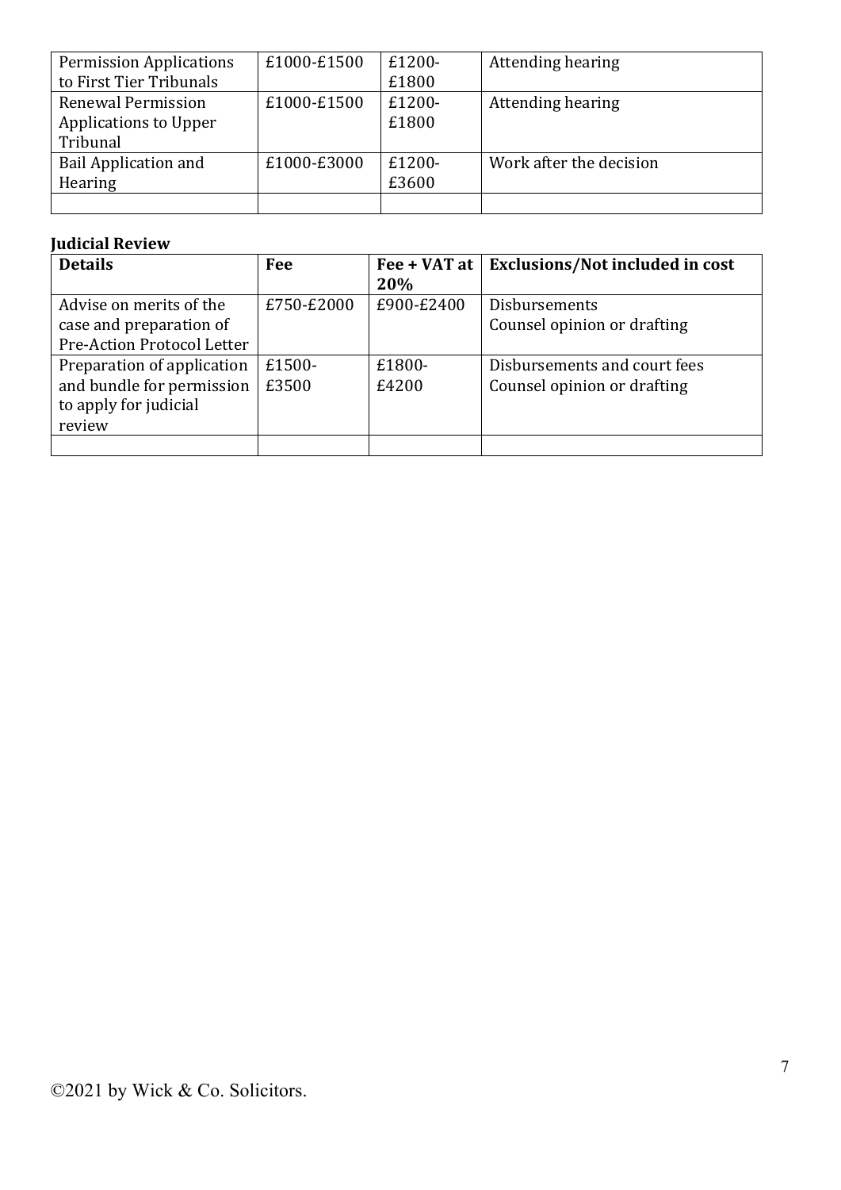| | | | |
|---|---|---|---|
| Permission Applications to First Tier Tribunals | £1000-£1500 | £1200-£1800 | Attending hearing |
| Renewal Permission Applications to Upper Tribunal | £1000-£1500 | £1200-£1800 | Attending hearing |
| Bail Application and Hearing | £1000-£3000 | £1200-£3600 | Work after the decision |
| | | | |

**Judicial Review**

| Details | Fee | Fee + VAT at 20% | Exclusions/Not included in cost |
|---|---|---|---|
| Advise on merits of the case and preparation of Pre-Action Protocol Letter | £750-£2000 | £900-£2400 | Disbursements<br>Counsel opinion or drafting |
| Preparation of application and bundle for permission to apply for judicial review | £1500-£3500 | £1800-£4200 | Disbursements and court fees<br>Counsel opinion or drafting |
| | | | |

©2021 by Wick & Co. Solicitors.